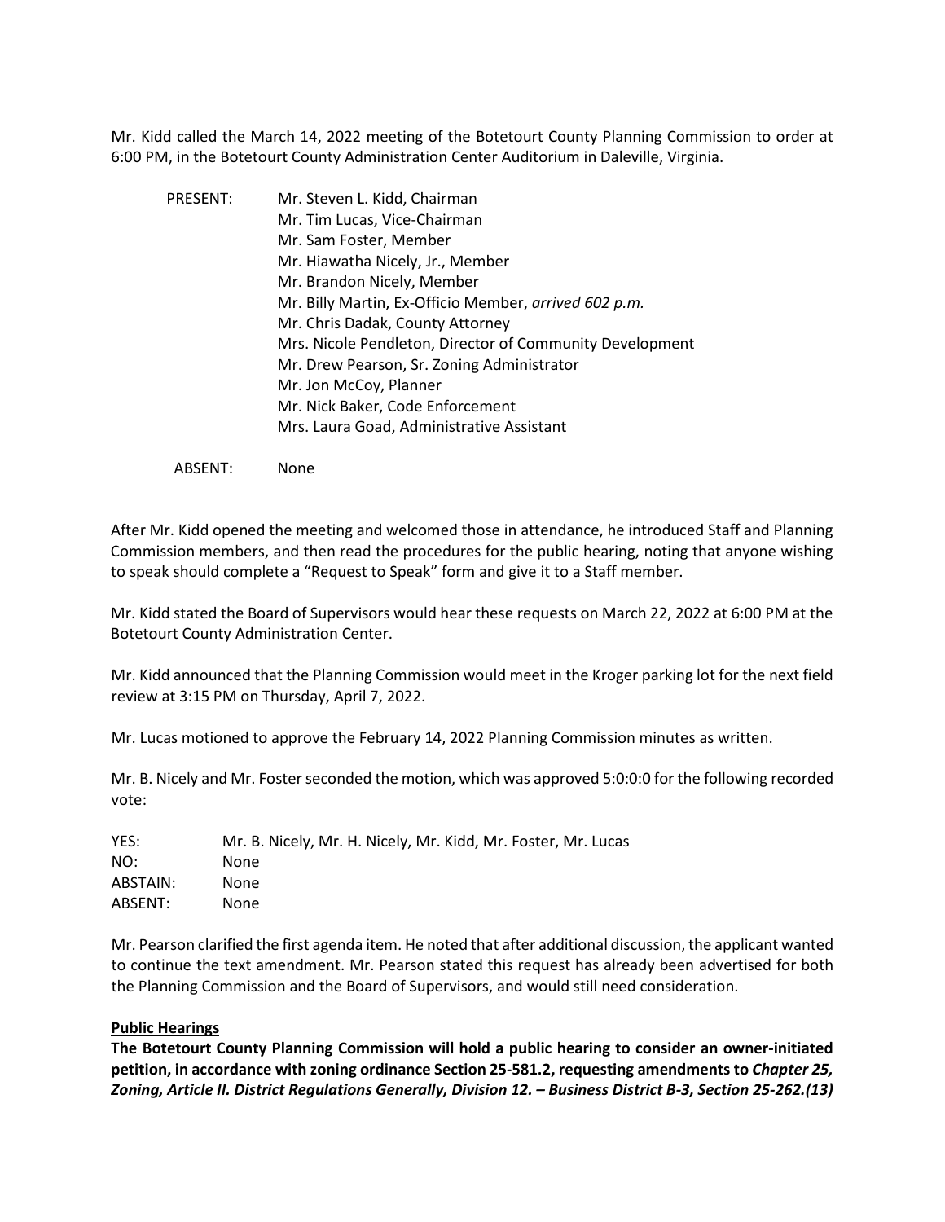Mr. Kidd called the March 14, 2022 meeting of the Botetourt County Planning Commission to order at 6:00 PM, in the Botetourt County Administration Center Auditorium in Daleville, Virginia.

PRESENT:
Mr. Steven L. Kidd, Chairman
Mr. Tim Lucas, Vice-Chairman
Mr. Sam Foster, Member
Mr. Hiawatha Nicely, Jr., Member
Mr. Brandon Nicely, Member
Mr. Billy Martin, Ex-Officio Member, *arrived 602 p.m.*
Mr. Chris Dadak, County Attorney
Mrs. Nicole Pendleton, Director of Community Development
Mr. Drew Pearson, Sr. Zoning Administrator
Mr. Jon McCoy, Planner
Mr. Nick Baker, Code Enforcement
Mrs. Laura Goad, Administrative Assistant

ABSENT: None

After Mr. Kidd opened the meeting and welcomed those in attendance, he introduced Staff and Planning Commission members, and then read the procedures for the public hearing, noting that anyone wishing to speak should complete a "Request to Speak" form and give it to a Staff member.

Mr. Kidd stated the Board of Supervisors would hear these requests on March 22, 2022 at 6:00 PM at the Botetourt County Administration Center.

Mr. Kidd announced that the Planning Commission would meet in the Kroger parking lot for the next field review at 3:15 PM on Thursday, April 7, 2022.

Mr. Lucas motioned to approve the February 14, 2022 Planning Commission minutes as written.

Mr. B. Nicely and Mr. Foster seconded the motion, which was approved 5:0:0:0 for the following recorded vote:

YES: Mr. B. Nicely, Mr. H. Nicely, Mr. Kidd, Mr. Foster, Mr. Lucas
NO: None
ABSTAIN: None
ABSENT: None

Mr. Pearson clarified the first agenda item. He noted that after additional discussion, the applicant wanted to continue the text amendment. Mr. Pearson stated this request has already been advertised for both the Planning Commission and the Board of Supervisors, and would still need consideration.

**Public Hearings**

**The Botetourt County Planning Commission will hold a public hearing to consider an owner-initiated petition, in accordance with zoning ordinance Section 25-581.2, requesting amendments to *Chapter 25, Zoning, Article II. District Regulations Generally, Division 12. – Business District B-3, Section 25-262.(13)***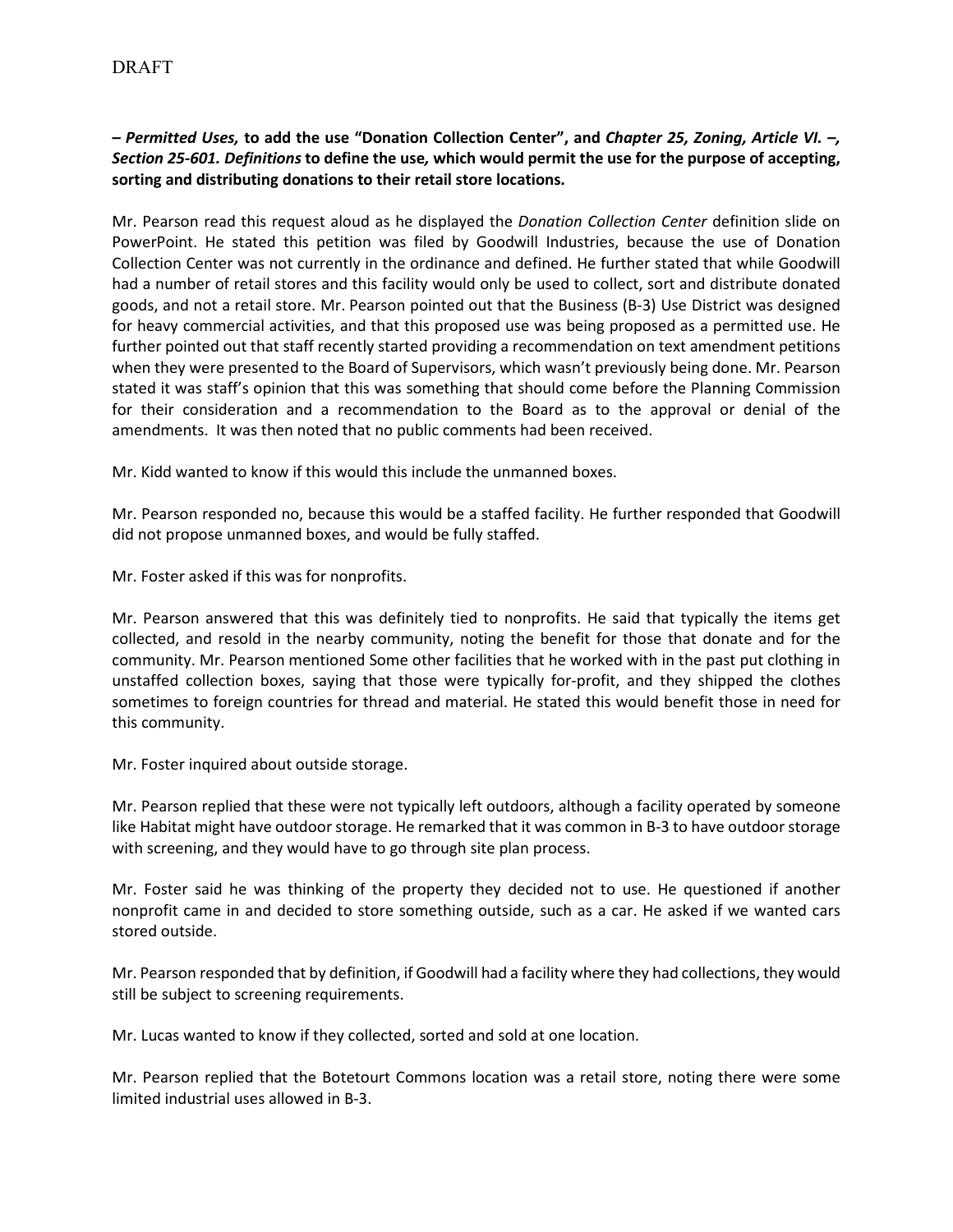DRAFT

***– Permitted Uses,*** **to add the use "Donation Collection Center", and *Chapter 25, Zoning, Article VI. –, Section 25-601. Definitions* to define the use, which would permit the use for the purpose of accepting, sorting and distributing donations to their retail store locations.**

Mr. Pearson read this request aloud as he displayed the *Donation Collection Center* definition slide on PowerPoint. He stated this petition was filed by Goodwill Industries, because the use of Donation Collection Center was not currently in the ordinance and defined. He further stated that while Goodwill had a number of retail stores and this facility would only be used to collect, sort and distribute donated goods, and not a retail store. Mr. Pearson pointed out that the Business (B-3) Use District was designed for heavy commercial activities, and that this proposed use was being proposed as a permitted use. He further pointed out that staff recently started providing a recommendation on text amendment petitions when they were presented to the Board of Supervisors, which wasn't previously being done. Mr. Pearson stated it was staff's opinion that this was something that should come before the Planning Commission for their consideration and a recommendation to the Board as to the approval or denial of the amendments. It was then noted that no public comments had been received.

Mr. Kidd wanted to know if this would this include the unmanned boxes.

Mr. Pearson responded no, because this would be a staffed facility. He further responded that Goodwill did not propose unmanned boxes, and would be fully staffed.

Mr. Foster asked if this was for nonprofits.

Mr. Pearson answered that this was definitely tied to nonprofits. He said that typically the items get collected, and resold in the nearby community, noting the benefit for those that donate and for the community. Mr. Pearson mentioned Some other facilities that he worked with in the past put clothing in unstaffed collection boxes, saying that those were typically for-profit, and they shipped the clothes sometimes to foreign countries for thread and material. He stated this would benefit those in need for this community.

Mr. Foster inquired about outside storage.

Mr. Pearson replied that these were not typically left outdoors, although a facility operated by someone like Habitat might have outdoor storage. He remarked that it was common in B-3 to have outdoor storage with screening, and they would have to go through site plan process.

Mr. Foster said he was thinking of the property they decided not to use. He questioned if another nonprofit came in and decided to store something outside, such as a car. He asked if we wanted cars stored outside.

Mr. Pearson responded that by definition, if Goodwill had a facility where they had collections, they would still be subject to screening requirements.

Mr. Lucas wanted to know if they collected, sorted and sold at one location.

Mr. Pearson replied that the Botetourt Commons location was a retail store, noting there were some limited industrial uses allowed in B-3.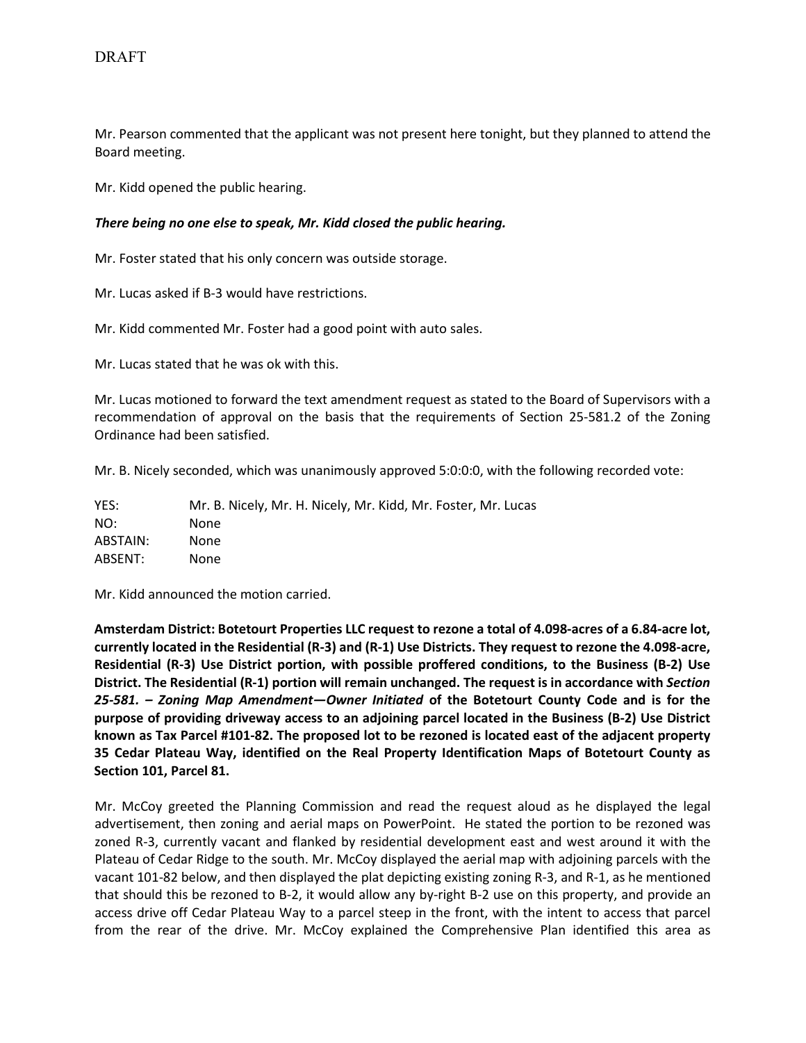Mr. Pearson commented that the applicant was not present here tonight, but they planned to attend the Board meeting.

Mr. Kidd opened the public hearing.

***There being no one else to speak, Mr. Kidd closed the public hearing.***

Mr. Foster stated that his only concern was outside storage.

Mr. Lucas asked if B-3 would have restrictions.

Mr. Kidd commented Mr. Foster had a good point with auto sales.

Mr. Lucas stated that he was ok with this.

Mr. Lucas motioned to forward the text amendment request as stated to the Board of Supervisors with a recommendation of approval on the basis that the requirements of Section 25-581.2 of the Zoning Ordinance had been satisfied.

Mr. B. Nicely seconded, which was unanimously approved 5:0:0:0, with the following recorded vote:

| | |
|---|---|
| YES: | Mr. B. Nicely, Mr. H. Nicely, Mr. Kidd, Mr. Foster, Mr. Lucas |
| NO: | None |
| ABSTAIN: | None |
| ABSENT: | None |

Mr. Kidd announced the motion carried.

**Amsterdam District: Botetourt Properties LLC request to rezone a total of 4.098-acres of a 6.84-acre lot, currently located in the Residential (R-3) and (R-1) Use Districts. They request to rezone the 4.098-acre, Residential (R-3) Use District portion, with possible proffered conditions, to the Business (B-2) Use District. The Residential (R-1) portion will remain unchanged. The request is in accordance with *Section 25-581. – Zoning Map Amendment—Owner Initiated* of the Botetourt County Code and is for the purpose of providing driveway access to an adjoining parcel located in the Business (B-2) Use District known as Tax Parcel #101-82. The proposed lot to be rezoned is located east of the adjacent property 35 Cedar Plateau Way, identified on the Real Property Identification Maps of Botetourt County as Section 101, Parcel 81.**

Mr. McCoy greeted the Planning Commission and read the request aloud as he displayed the legal advertisement, then zoning and aerial maps on PowerPoint. He stated the portion to be rezoned was zoned R-3, currently vacant and flanked by residential development east and west around it with the Plateau of Cedar Ridge to the south. Mr. McCoy displayed the aerial map with adjoining parcels with the vacant 101-82 below, and then displayed the plat depicting existing zoning R-3, and R-1, as he mentioned that should this be rezoned to B-2, it would allow any by-right B-2 use on this property, and provide an access drive off Cedar Plateau Way to a parcel steep in the front, with the intent to access that parcel from the rear of the drive. Mr. McCoy explained the Comprehensive Plan identified this area as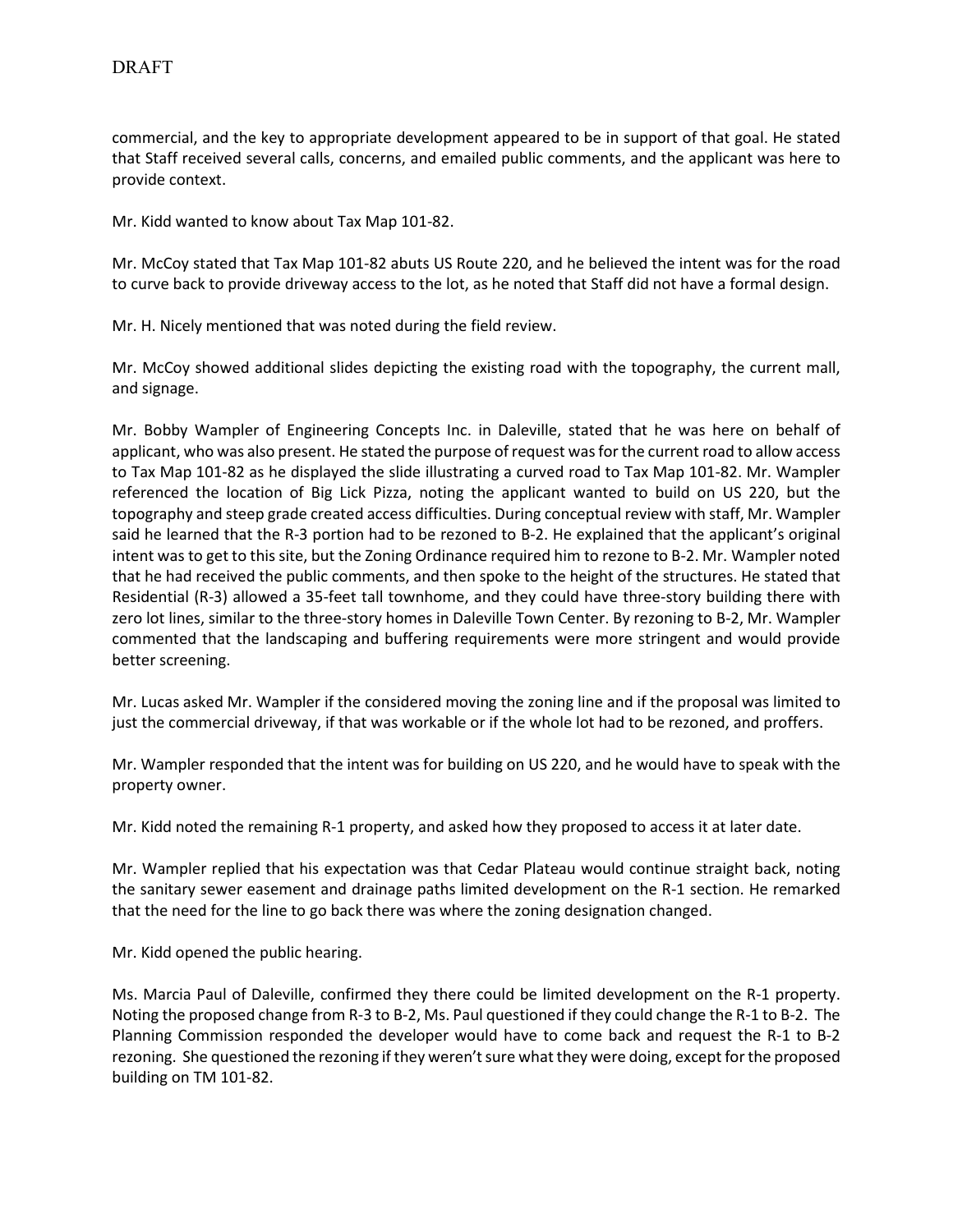commercial, and the key to appropriate development appeared to be in support of that goal. He stated that Staff received several calls, concerns, and emailed public comments, and the applicant was here to provide context.

Mr. Kidd wanted to know about Tax Map 101-82.

Mr. McCoy stated that Tax Map 101-82 abuts US Route 220, and he believed the intent was for the road to curve back to provide driveway access to the lot, as he noted that Staff did not have a formal design.

Mr. H. Nicely mentioned that was noted during the field review.

Mr. McCoy showed additional slides depicting the existing road with the topography, the current mall, and signage.

Mr. Bobby Wampler of Engineering Concepts Inc. in Daleville, stated that he was here on behalf of applicant, who was also present. He stated the purpose of request was for the current road to allow access to Tax Map 101-82 as he displayed the slide illustrating a curved road to Tax Map 101-82. Mr. Wampler referenced the location of Big Lick Pizza, noting the applicant wanted to build on US 220, but the topography and steep grade created access difficulties. During conceptual review with staff, Mr. Wampler said he learned that the R-3 portion had to be rezoned to B-2. He explained that the applicant's original intent was to get to this site, but the Zoning Ordinance required him to rezone to B-2. Mr. Wampler noted that he had received the public comments, and then spoke to the height of the structures. He stated that Residential (R-3) allowed a 35-feet tall townhome, and they could have three-story building there with zero lot lines, similar to the three-story homes in Daleville Town Center. By rezoning to B-2, Mr. Wampler commented that the landscaping and buffering requirements were more stringent and would provide better screening.

Mr. Lucas asked Mr. Wampler if the considered moving the zoning line and if the proposal was limited to just the commercial driveway, if that was workable or if the whole lot had to be rezoned, and proffers.

Mr. Wampler responded that the intent was for building on US 220, and he would have to speak with the property owner.

Mr. Kidd noted the remaining R-1 property, and asked how they proposed to access it at later date.

Mr. Wampler replied that his expectation was that Cedar Plateau would continue straight back, noting the sanitary sewer easement and drainage paths limited development on the R-1 section. He remarked that the need for the line to go back there was where the zoning designation changed.

Mr. Kidd opened the public hearing.

Ms. Marcia Paul of Daleville, confirmed they there could be limited development on the R-1 property. Noting the proposed change from R-3 to B-2, Ms. Paul questioned if they could change the R-1 to B-2. The Planning Commission responded the developer would have to come back and request the R-1 to B-2 rezoning. She questioned the rezoning if they weren't sure what they were doing, except for the proposed building on TM 101-82.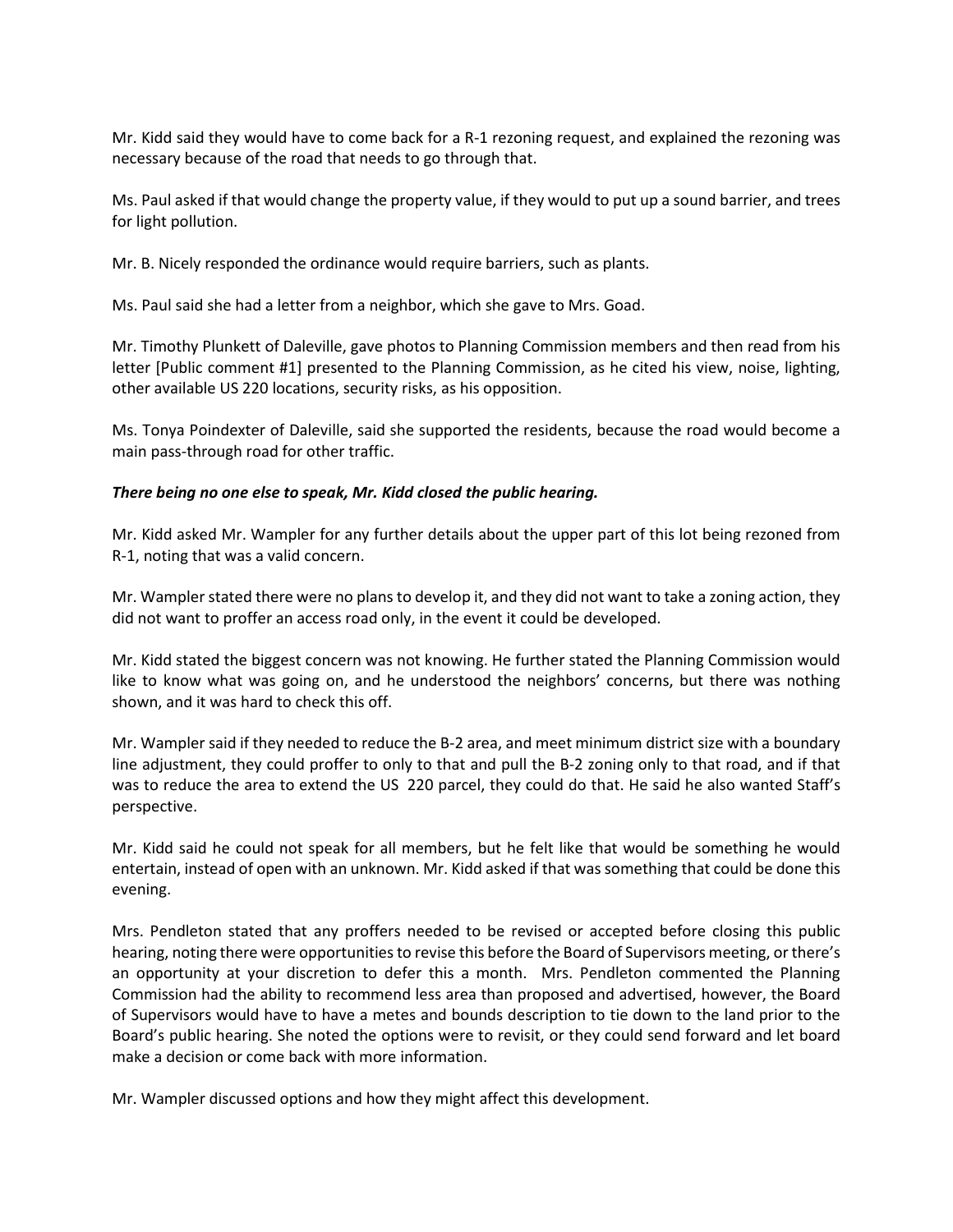Mr. Kidd said they would have to come back for a R-1 rezoning request, and explained the rezoning was necessary because of the road that needs to go through that.

Ms. Paul asked if that would change the property value, if they would to put up a sound barrier, and trees for light pollution.

Mr. B. Nicely responded the ordinance would require barriers, such as plants.

Ms. Paul said she had a letter from a neighbor, which she gave to Mrs. Goad.

Mr. Timothy Plunkett of Daleville, gave photos to Planning Commission members and then read from his letter [Public comment #1] presented to the Planning Commission, as he cited his view, noise, lighting, other available US 220 locations, security risks, as his opposition.

Ms. Tonya Poindexter of Daleville, said she supported the residents, because the road would become a main pass-through road for other traffic.

***There being no one else to speak, Mr. Kidd closed the public hearing.***

Mr. Kidd asked Mr. Wampler for any further details about the upper part of this lot being rezoned from R-1, noting that was a valid concern.

Mr. Wampler stated there were no plans to develop it, and they did not want to take a zoning action, they did not want to proffer an access road only, in the event it could be developed.

Mr. Kidd stated the biggest concern was not knowing. He further stated the Planning Commission would like to know what was going on, and he understood the neighbors' concerns, but there was nothing shown, and it was hard to check this off.

Mr. Wampler said if they needed to reduce the B-2 area, and meet minimum district size with a boundary line adjustment, they could proffer to only to that and pull the B-2 zoning only to that road, and if that was to reduce the area to extend the US 220 parcel, they could do that. He said he also wanted Staff's perspective.

Mr. Kidd said he could not speak for all members, but he felt like that would be something he would entertain, instead of open with an unknown. Mr. Kidd asked if that was something that could be done this evening.

Mrs. Pendleton stated that any proffers needed to be revised or accepted before closing this public hearing, noting there were opportunities to revise this before the Board of Supervisors meeting, or there's an opportunity at your discretion to defer this a month. Mrs. Pendleton commented the Planning Commission had the ability to recommend less area than proposed and advertised, however, the Board of Supervisors would have to have a metes and bounds description to tie down to the land prior to the Board's public hearing. She noted the options were to revisit, or they could send forward and let board make a decision or come back with more information.

Mr. Wampler discussed options and how they might affect this development.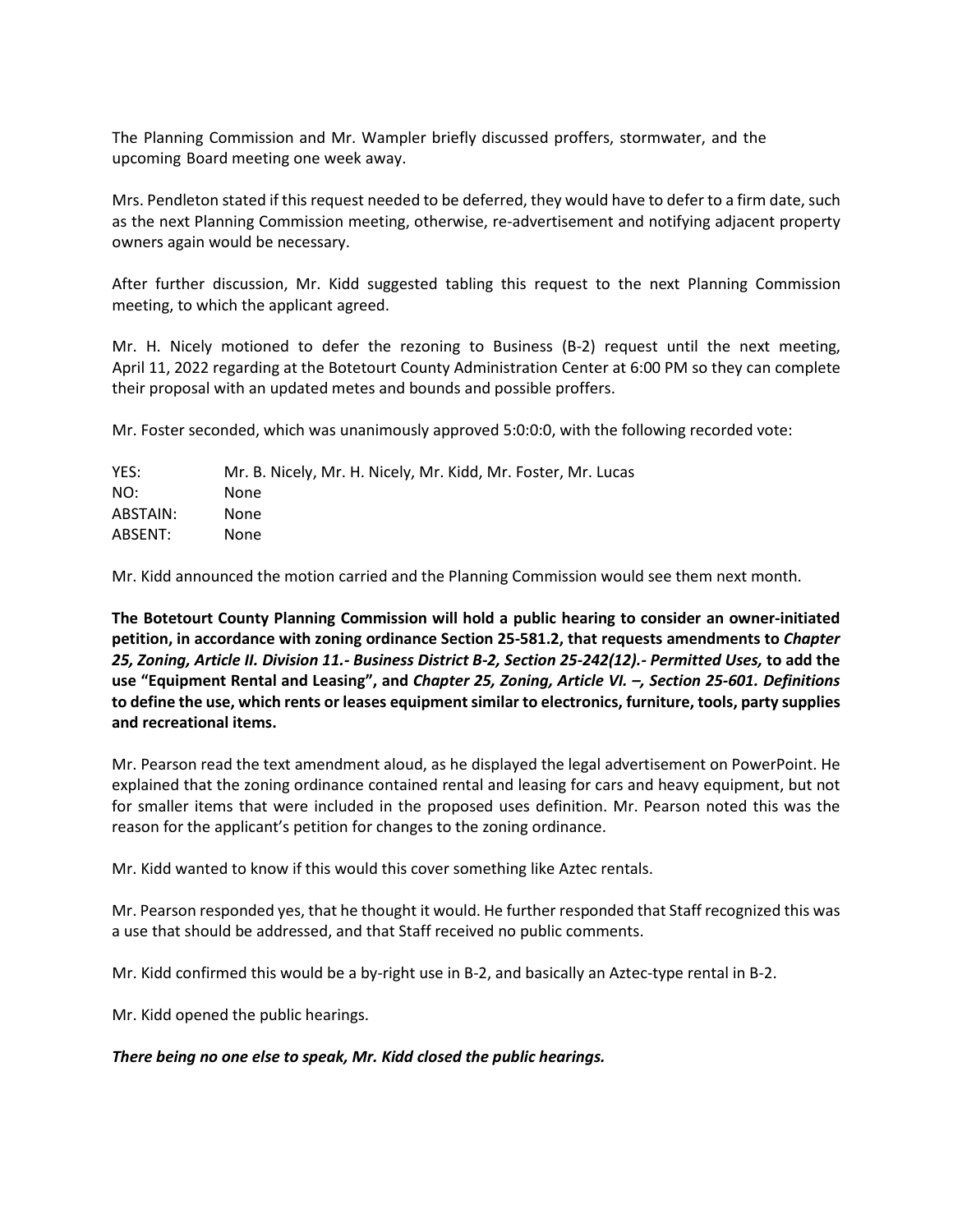The Planning Commission and Mr. Wampler briefly discussed proffers, stormwater, and the upcoming Board meeting one week away.

Mrs. Pendleton stated if this request needed to be deferred, they would have to defer to a firm date, such as the next Planning Commission meeting, otherwise, re-advertisement and notifying adjacent property owners again would be necessary.

After further discussion, Mr. Kidd suggested tabling this request to the next Planning Commission meeting, to which the applicant agreed.

Mr. H. Nicely motioned to defer the rezoning to Business (B-2) request until the next meeting, April 11, 2022 regarding at the Botetourt County Administration Center at 6:00 PM so they can complete their proposal with an updated metes and bounds and possible proffers.

Mr. Foster seconded, which was unanimously approved 5:0:0:0, with the following recorded vote:

| | |
|---|---|
| YES: | Mr. B. Nicely, Mr. H. Nicely, Mr. Kidd, Mr. Foster, Mr. Lucas |
| NO: | None |
| ABSTAIN: | None |
| ABSENT: | None |

Mr. Kidd announced the motion carried and the Planning Commission would see them next month.

**The Botetourt County Planning Commission will hold a public hearing to consider an owner-initiated petition, in accordance with zoning ordinance Section 25-581.2, that requests amendments to *Chapter 25, Zoning, Article II. Division 11.- Business District B-2, Section 25-242(12).- Permitted Uses,* to add the use "Equipment Rental and Leasing", and *Chapter 25, Zoning, Article VI. –, Section 25-601. Definitions* to define the use, which rents or leases equipment similar to electronics, furniture, tools, party supplies and recreational items.**

Mr. Pearson read the text amendment aloud, as he displayed the legal advertisement on PowerPoint. He explained that the zoning ordinance contained rental and leasing for cars and heavy equipment, but not for smaller items that were included in the proposed uses definition. Mr. Pearson noted this was the reason for the applicant's petition for changes to the zoning ordinance.

Mr. Kidd wanted to know if this would this cover something like Aztec rentals.

Mr. Pearson responded yes, that he thought it would. He further responded that Staff recognized this was a use that should be addressed, and that Staff received no public comments.

Mr. Kidd confirmed this would be a by-right use in B-2, and basically an Aztec-type rental in B-2.

Mr. Kidd opened the public hearings.

***There being no one else to speak, Mr. Kidd closed the public hearings.***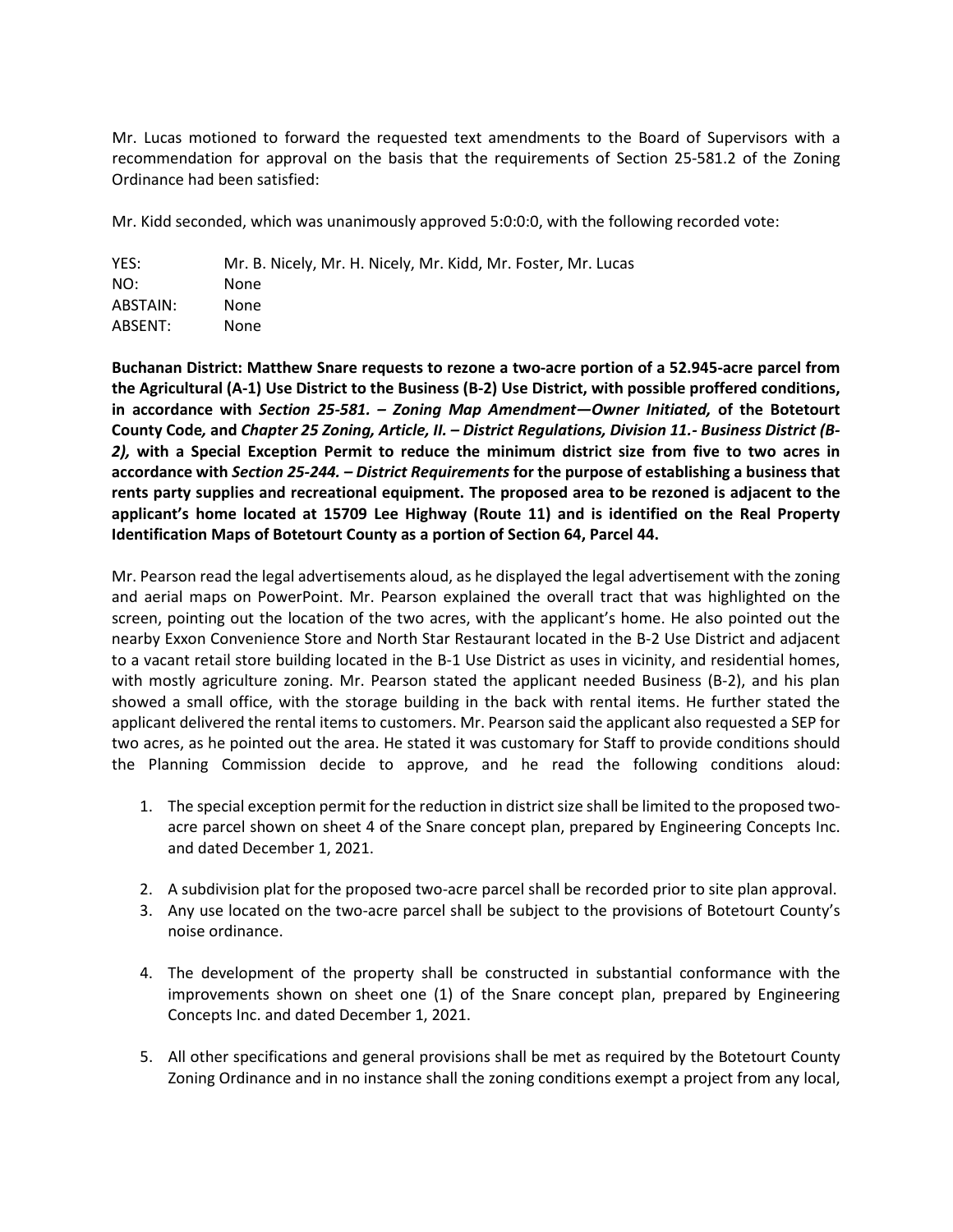Mr. Lucas motioned to forward the requested text amendments to the Board of Supervisors with a recommendation for approval on the basis that the requirements of Section 25-581.2 of the Zoning Ordinance had been satisfied:

Mr. Kidd seconded, which was unanimously approved 5:0:0:0, with the following recorded vote:

| | |
|---|---|
| YES: | Mr. B. Nicely, Mr. H. Nicely, Mr. Kidd, Mr. Foster, Mr. Lucas |
| NO: | None |
| ABSTAIN: | None |
| ABSENT: | None |

**Buchanan District: Matthew Snare requests to rezone a two-acre portion of a 52.945-acre parcel from the Agricultural (A-1) Use District to the Business (B-2) Use District, with possible proffered conditions, in accordance with *Section 25-581. – Zoning Map Amendment—Owner Initiated,* of the Botetourt County Code*,* and *Chapter 25 Zoning, Article, II. – District Regulations, Division 11.- Business District (B-2),* with a Special Exception Permit to reduce the minimum district size from five to two acres in accordance with *Section 25-244. – District Requirements* for the purpose of establishing a business that rents party supplies and recreational equipment. The proposed area to be rezoned is adjacent to the applicant's home located at 15709 Lee Highway (Route 11) and is identified on the Real Property Identification Maps of Botetourt County as a portion of Section 64, Parcel 44.**

Mr. Pearson read the legal advertisements aloud, as he displayed the legal advertisement with the zoning and aerial maps on PowerPoint. Mr. Pearson explained the overall tract that was highlighted on the screen, pointing out the location of the two acres, with the applicant's home. He also pointed out the nearby Exxon Convenience Store and North Star Restaurant located in the B-2 Use District and adjacent to a vacant retail store building located in the B-1 Use District as uses in vicinity, and residential homes, with mostly agriculture zoning. Mr. Pearson stated the applicant needed Business (B-2), and his plan showed a small office, with the storage building in the back with rental items. He further stated the applicant delivered the rental items to customers. Mr. Pearson said the applicant also requested a SEP for two acres, as he pointed out the area. He stated it was customary for Staff to provide conditions should the Planning Commission decide to approve, and he read the following conditions aloud:

1. The special exception permit for the reduction in district size shall be limited to the proposed two-acre parcel shown on sheet 4 of the Snare concept plan, prepared by Engineering Concepts Inc. and dated December 1, 2021.
2. A subdivision plat for the proposed two-acre parcel shall be recorded prior to site plan approval.
3. Any use located on the two-acre parcel shall be subject to the provisions of Botetourt County's noise ordinance.
4. The development of the property shall be constructed in substantial conformance with the improvements shown on sheet one (1) of the Snare concept plan, prepared by Engineering Concepts Inc. and dated December 1, 2021.
5. All other specifications and general provisions shall be met as required by the Botetourt County Zoning Ordinance and in no instance shall the zoning conditions exempt a project from any local,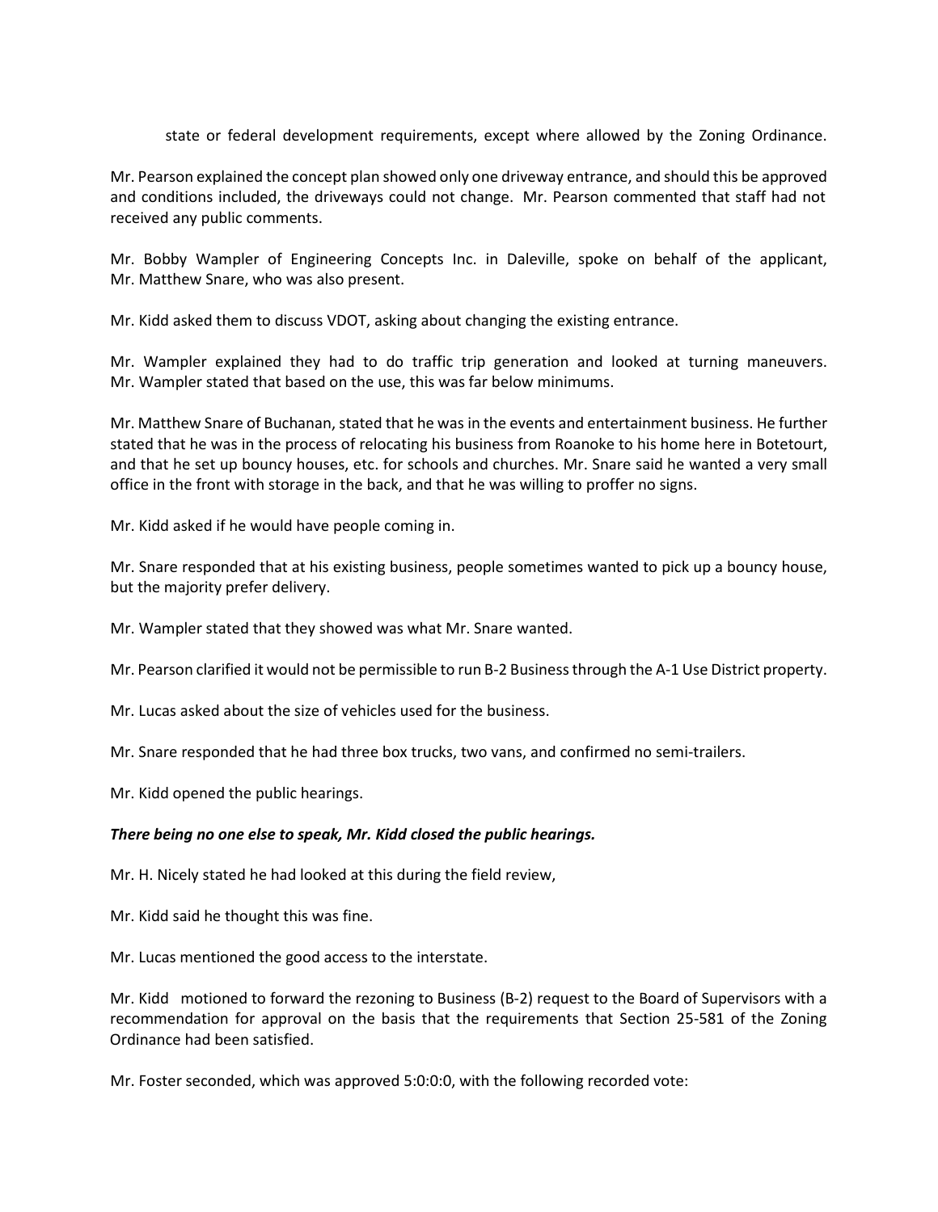state or federal development requirements, except where allowed by the Zoning Ordinance.

Mr. Pearson explained the concept plan showed only one driveway entrance, and should this be approved and conditions included, the driveways could not change. Mr. Pearson commented that staff had not received any public comments.

Mr. Bobby Wampler of Engineering Concepts Inc. in Daleville, spoke on behalf of the applicant, Mr. Matthew Snare, who was also present.

Mr. Kidd asked them to discuss VDOT, asking about changing the existing entrance.

Mr. Wampler explained they had to do traffic trip generation and looked at turning maneuvers. Mr. Wampler stated that based on the use, this was far below minimums.

Mr. Matthew Snare of Buchanan, stated that he was in the events and entertainment business. He further stated that he was in the process of relocating his business from Roanoke to his home here in Botetourt, and that he set up bouncy houses, etc. for schools and churches. Mr. Snare said he wanted a very small office in the front with storage in the back, and that he was willing to proffer no signs.

Mr. Kidd asked if he would have people coming in.

Mr. Snare responded that at his existing business, people sometimes wanted to pick up a bouncy house, but the majority prefer delivery.

Mr. Wampler stated that they showed was what Mr. Snare wanted.

Mr. Pearson clarified it would not be permissible to run B-2 Business through the A-1 Use District property.

Mr. Lucas asked about the size of vehicles used for the business.

Mr. Snare responded that he had three box trucks, two vans, and confirmed no semi-trailers.

Mr. Kidd opened the public hearings.

***There being no one else to speak, Mr. Kidd closed the public hearings.***

Mr. H. Nicely stated he had looked at this during the field review,

Mr. Kidd said he thought this was fine.

Mr. Lucas mentioned the good access to the interstate.

Mr. Kidd motioned to forward the rezoning to Business (B-2) request to the Board of Supervisors with a recommendation for approval on the basis that the requirements that Section 25-581 of the Zoning Ordinance had been satisfied.

Mr. Foster seconded, which was approved 5:0:0:0, with the following recorded vote: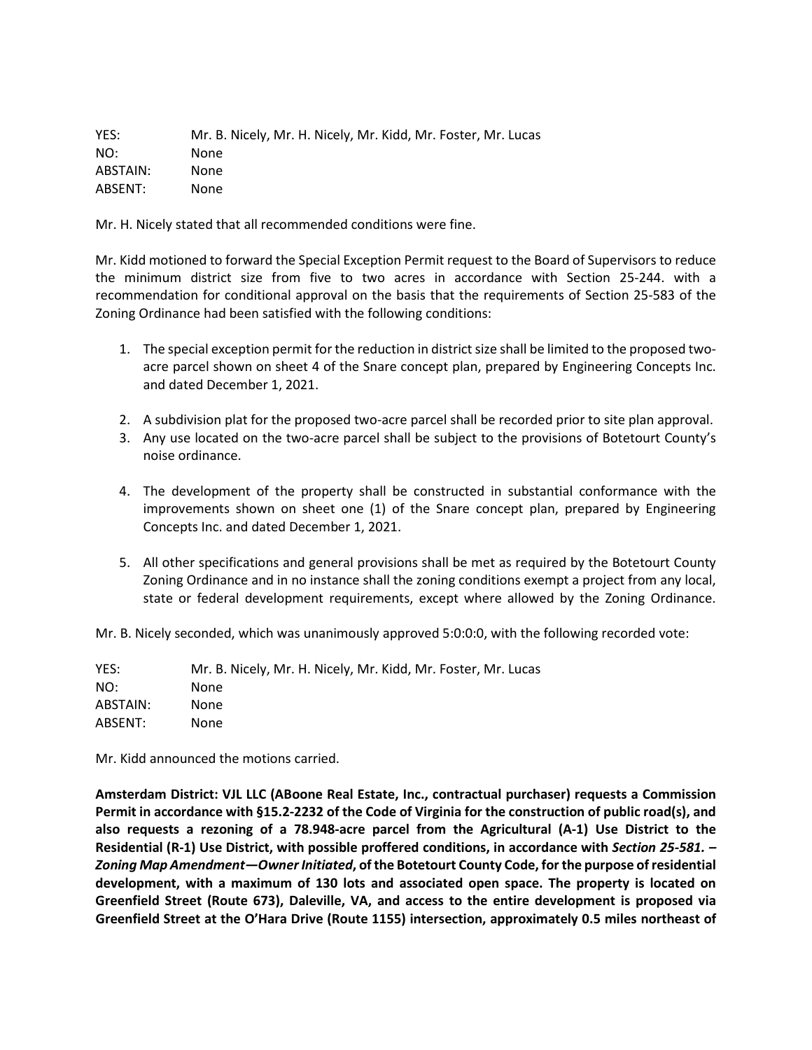YES: Mr. B. Nicely, Mr. H. Nicely, Mr. Kidd, Mr. Foster, Mr. Lucas
NO: None
ABSTAIN: None
ABSENT: None

Mr. H. Nicely stated that all recommended conditions were fine.

Mr. Kidd motioned to forward the Special Exception Permit request to the Board of Supervisors to reduce the minimum district size from five to two acres in accordance with Section 25-244. with a recommendation for conditional approval on the basis that the requirements of Section 25-583 of the Zoning Ordinance had been satisfied with the following conditions:

1. The special exception permit for the reduction in district size shall be limited to the proposed two-acre parcel shown on sheet 4 of the Snare concept plan, prepared by Engineering Concepts Inc. and dated December 1, 2021.
2. A subdivision plat for the proposed two-acre parcel shall be recorded prior to site plan approval.
3. Any use located on the two-acre parcel shall be subject to the provisions of Botetourt County's noise ordinance.
4. The development of the property shall be constructed in substantial conformance with the improvements shown on sheet one (1) of the Snare concept plan, prepared by Engineering Concepts Inc. and dated December 1, 2021.
5. All other specifications and general provisions shall be met as required by the Botetourt County Zoning Ordinance and in no instance shall the zoning conditions exempt a project from any local, state or federal development requirements, except where allowed by the Zoning Ordinance.

Mr. B. Nicely seconded, which was unanimously approved 5:0:0:0, with the following recorded vote:

YES: Mr. B. Nicely, Mr. H. Nicely, Mr. Kidd, Mr. Foster, Mr. Lucas
NO: None
ABSTAIN: None
ABSENT: None

Mr. Kidd announced the motions carried.

**Amsterdam District: VJL LLC (ABoone Real Estate, Inc., contractual purchaser) requests a Commission Permit in accordance with §15.2-2232 of the Code of Virginia for the construction of public road(s), and also requests a rezoning of a 78.948-acre parcel from the Agricultural (A-1) Use District to the Residential (R-1) Use District, with possible proffered conditions, in accordance with *Section 25-581. – Zoning Map Amendment—Owner Initiated*, of the Botetourt County Code, for the purpose of residential development, with a maximum of 130 lots and associated open space. The property is located on Greenfield Street (Route 673), Daleville, VA, and access to the entire development is proposed via Greenfield Street at the O'Hara Drive (Route 1155) intersection, approximately 0.5 miles northeast of**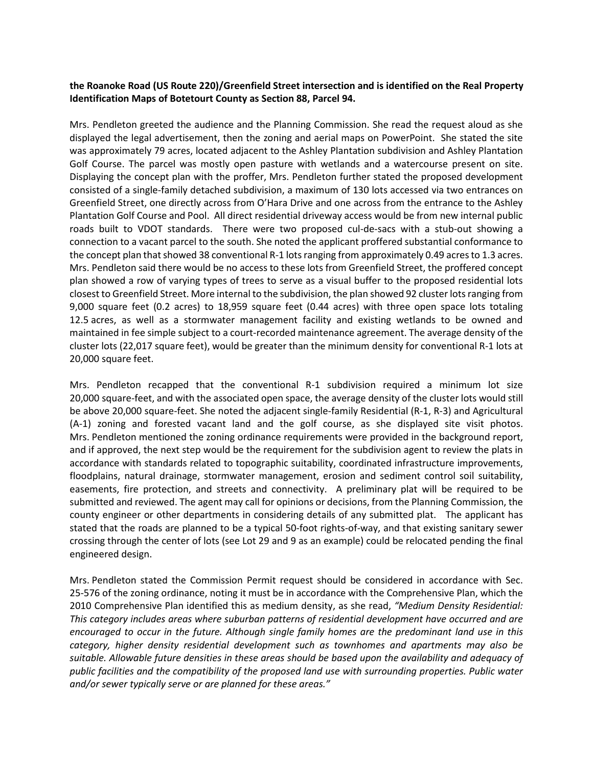**the Roanoke Road (US Route 220)/Greenfield Street intersection and is identified on the Real Property Identification Maps of Botetourt County as Section 88, Parcel 94.**

Mrs. Pendleton greeted the audience and the Planning Commission. She read the request aloud as she displayed the legal advertisement, then the zoning and aerial maps on PowerPoint. She stated the site was approximately 79 acres, located adjacent to the Ashley Plantation subdivision and Ashley Plantation Golf Course. The parcel was mostly open pasture with wetlands and a watercourse present on site. Displaying the concept plan with the proffer, Mrs. Pendleton further stated the proposed development consisted of a single-family detached subdivision, a maximum of 130 lots accessed via two entrances on Greenfield Street, one directly across from O'Hara Drive and one across from the entrance to the Ashley Plantation Golf Course and Pool. All direct residential driveway access would be from new internal public roads built to VDOT standards. There were two proposed cul-de-sacs with a stub-out showing a connection to a vacant parcel to the south. She noted the applicant proffered substantial conformance to the concept plan that showed 38 conventional R-1 lots ranging from approximately 0.49 acres to 1.3 acres. Mrs. Pendleton said there would be no access to these lots from Greenfield Street, the proffered concept plan showed a row of varying types of trees to serve as a visual buffer to the proposed residential lots closest to Greenfield Street. More internal to the subdivision, the plan showed 92 cluster lots ranging from 9,000 square feet (0.2 acres) to 18,959 square feet (0.44 acres) with three open space lots totaling 12.5 acres, as well as a stormwater management facility and existing wetlands to be owned and maintained in fee simple subject to a court-recorded maintenance agreement. The average density of the cluster lots (22,017 square feet), would be greater than the minimum density for conventional R-1 lots at 20,000 square feet.

Mrs. Pendleton recapped that the conventional R-1 subdivision required a minimum lot size 20,000 square-feet, and with the associated open space, the average density of the cluster lots would still be above 20,000 square-feet. She noted the adjacent single-family Residential (R-1, R-3) and Agricultural (A-1) zoning and forested vacant land and the golf course, as she displayed site visit photos. Mrs. Pendleton mentioned the zoning ordinance requirements were provided in the background report, and if approved, the next step would be the requirement for the subdivision agent to review the plats in accordance with standards related to topographic suitability, coordinated infrastructure improvements, floodplains, natural drainage, stormwater management, erosion and sediment control soil suitability, easements, fire protection, and streets and connectivity. A preliminary plat will be required to be submitted and reviewed. The agent may call for opinions or decisions, from the Planning Commission, the county engineer or other departments in considering details of any submitted plat. The applicant has stated that the roads are planned to be a typical 50-foot rights-of-way, and that existing sanitary sewer crossing through the center of lots (see Lot 29 and 9 as an example) could be relocated pending the final engineered design.

Mrs. Pendleton stated the Commission Permit request should be considered in accordance with Sec. 25-576 of the zoning ordinance, noting it must be in accordance with the Comprehensive Plan, which the 2010 Comprehensive Plan identified this as medium density, as she read, *"Medium Density Residential: This category includes areas where suburban patterns of residential development have occurred and are encouraged to occur in the future. Although single family homes are the predominant land use in this category, higher density residential development such as townhomes and apartments may also be suitable. Allowable future densities in these areas should be based upon the availability and adequacy of public facilities and the compatibility of the proposed land use with surrounding properties. Public water and/or sewer typically serve or are planned for these areas."*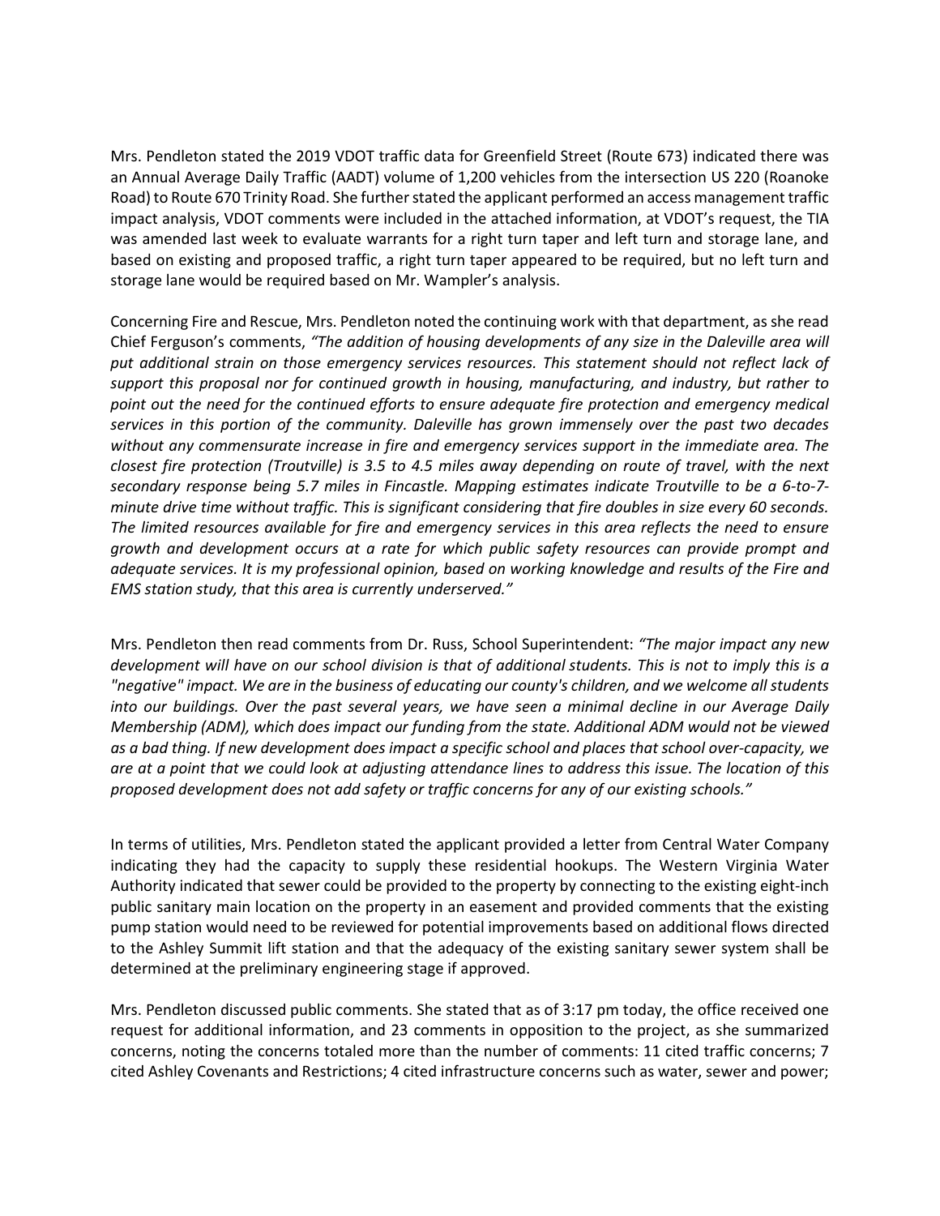Mrs. Pendleton stated the 2019 VDOT traffic data for Greenfield Street (Route 673) indicated there was an Annual Average Daily Traffic (AADT) volume of 1,200 vehicles from the intersection US 220 (Roanoke Road) to Route 670 Trinity Road. She further stated the applicant performed an access management traffic impact analysis, VDOT comments were included in the attached information, at VDOT's request, the TIA was amended last week to evaluate warrants for a right turn taper and left turn and storage lane, and based on existing and proposed traffic, a right turn taper appeared to be required, but no left turn and storage lane would be required based on Mr. Wampler's analysis.

Concerning Fire and Rescue, Mrs. Pendleton noted the continuing work with that department, as she read Chief Ferguson's comments, *"The addition of housing developments of any size in the Daleville area will put additional strain on those emergency services resources. This statement should not reflect lack of support this proposal nor for continued growth in housing, manufacturing, and industry, but rather to point out the need for the continued efforts to ensure adequate fire protection and emergency medical services in this portion of the community. Daleville has grown immensely over the past two decades without any commensurate increase in fire and emergency services support in the immediate area. The closest fire protection (Troutville) is 3.5 to 4.5 miles away depending on route of travel, with the next secondary response being 5.7 miles in Fincastle. Mapping estimates indicate Troutville to be a 6-to-7-minute drive time without traffic. This is significant considering that fire doubles in size every 60 seconds. The limited resources available for fire and emergency services in this area reflects the need to ensure growth and development occurs at a rate for which public safety resources can provide prompt and adequate services. It is my professional opinion, based on working knowledge and results of the Fire and EMS station study, that this area is currently underserved."*

Mrs. Pendleton then read comments from Dr. Russ, School Superintendent: *"The major impact any new development will have on our school division is that of additional students. This is not to imply this is a "negative" impact. We are in the business of educating our county's children, and we welcome all students into our buildings. Over the past several years, we have seen a minimal decline in our Average Daily Membership (ADM), which does impact our funding from the state. Additional ADM would not be viewed as a bad thing. If new development does impact a specific school and places that school over-capacity, we are at a point that we could look at adjusting attendance lines to address this issue. The location of this proposed development does not add safety or traffic concerns for any of our existing schools."*

In terms of utilities, Mrs. Pendleton stated the applicant provided a letter from Central Water Company indicating they had the capacity to supply these residential hookups. The Western Virginia Water Authority indicated that sewer could be provided to the property by connecting to the existing eight-inch public sanitary main location on the property in an easement and provided comments that the existing pump station would need to be reviewed for potential improvements based on additional flows directed to the Ashley Summit lift station and that the adequacy of the existing sanitary sewer system shall be determined at the preliminary engineering stage if approved.

Mrs. Pendleton discussed public comments. She stated that as of 3:17 pm today, the office received one request for additional information, and 23 comments in opposition to the project, as she summarized concerns, noting the concerns totaled more than the number of comments: 11 cited traffic concerns; 7 cited Ashley Covenants and Restrictions; 4 cited infrastructure concerns such as water, sewer and power;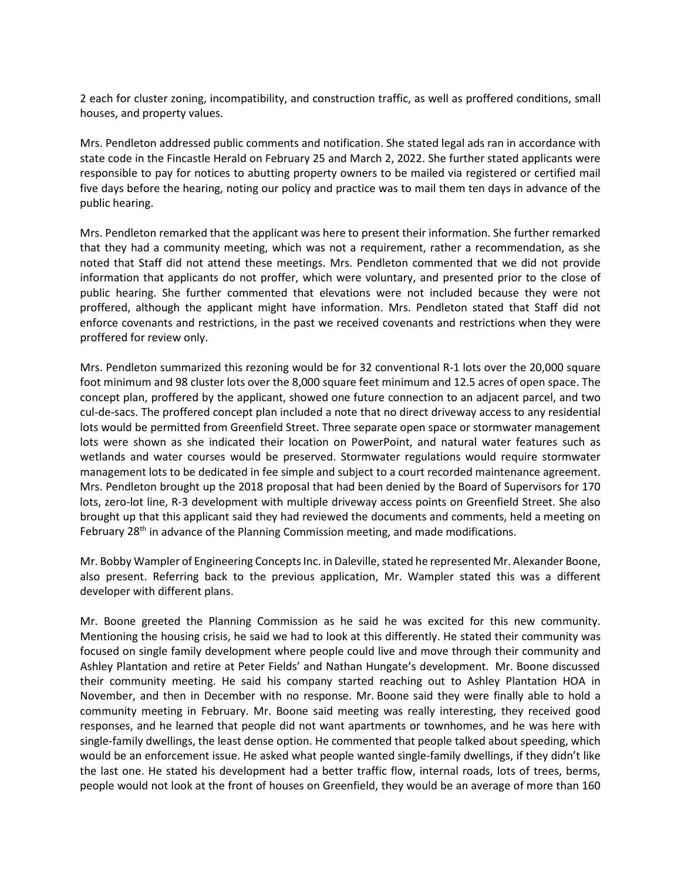2 each for cluster zoning, incompatibility, and construction traffic, as well as proffered conditions, small houses, and property values.

Mrs. Pendleton addressed public comments and notification. She stated legal ads ran in accordance with state code in the Fincastle Herald on February 25 and March 2, 2022. She further stated applicants were responsible to pay for notices to abutting property owners to be mailed via registered or certified mail five days before the hearing, noting our policy and practice was to mail them ten days in advance of the public hearing.

Mrs. Pendleton remarked that the applicant was here to present their information. She further remarked that they had a community meeting, which was not a requirement, rather a recommendation, as she noted that Staff did not attend these meetings. Mrs. Pendleton commented that we did not provide information that applicants do not proffer, which were voluntary, and presented prior to the close of public hearing. She further commented that elevations were not included because they were not proffered, although the applicant might have information. Mrs. Pendleton stated that Staff did not enforce covenants and restrictions, in the past we received covenants and restrictions when they were proffered for review only.

Mrs. Pendleton summarized this rezoning would be for 32 conventional R-1 lots over the 20,000 square foot minimum and 98 cluster lots over the 8,000 square feet minimum and 12.5 acres of open space. The concept plan, proffered by the applicant, showed one future connection to an adjacent parcel, and two cul-de-sacs. The proffered concept plan included a note that no direct driveway access to any residential lots would be permitted from Greenfield Street. Three separate open space or stormwater management lots were shown as she indicated their location on PowerPoint, and natural water features such as wetlands and water courses would be preserved. Stormwater regulations would require stormwater management lots to be dedicated in fee simple and subject to a court recorded maintenance agreement. Mrs. Pendleton brought up the 2018 proposal that had been denied by the Board of Supervisors for 170 lots, zero-lot line, R-3 development with multiple driveway access points on Greenfield Street. She also brought up that this applicant said they had reviewed the documents and comments, held a meeting on February 28th in advance of the Planning Commission meeting, and made modifications.

Mr. Bobby Wampler of Engineering Concepts Inc. in Daleville, stated he represented Mr. Alexander Boone, also present. Referring back to the previous application, Mr. Wampler stated this was a different developer with different plans.

Mr. Boone greeted the Planning Commission as he said he was excited for this new community. Mentioning the housing crisis, he said we had to look at this differently. He stated their community was focused on single family development where people could live and move through their community and Ashley Plantation and retire at Peter Fields' and Nathan Hungate's development. Mr. Boone discussed their community meeting. He said his company started reaching out to Ashley Plantation HOA in November, and then in December with no response. Mr. Boone said they were finally able to hold a community meeting in February. Mr. Boone said meeting was really interesting, they received good responses, and he learned that people did not want apartments or townhomes, and he was here with single-family dwellings, the least dense option. He commented that people talked about speeding, which would be an enforcement issue. He asked what people wanted single-family dwellings, if they didn't like the last one. He stated his development had a better traffic flow, internal roads, lots of trees, berms, people would not look at the front of houses on Greenfield, they would be an average of more than 160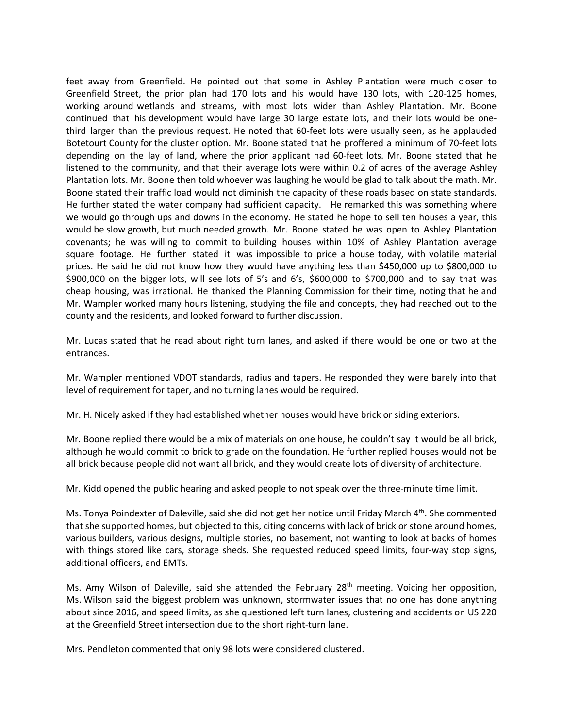feet away from Greenfield. He pointed out that some in Ashley Plantation were much closer to Greenfield Street, the prior plan had 170 lots and his would have 130 lots, with 120-125 homes, working around wetlands and streams, with most lots wider than Ashley Plantation. Mr. Boone continued that his development would have large 30 large estate lots, and their lots would be one-third larger than the previous request. He noted that 60-feet lots were usually seen, as he applauded Botetourt County for the cluster option. Mr. Boone stated that he proffered a minimum of 70-feet lots depending on the lay of land, where the prior applicant had 60-feet lots. Mr. Boone stated that he listened to the community, and that their average lots were within 0.2 of acres of the average Ashley Plantation lots. Mr. Boone then told whoever was laughing he would be glad to talk about the math. Mr. Boone stated their traffic load would not diminish the capacity of these roads based on state standards. He further stated the water company had sufficient capacity. He remarked this was something where we would go through ups and downs in the economy. He stated he hope to sell ten houses a year, this would be slow growth, but much needed growth. Mr. Boone stated he was open to Ashley Plantation covenants; he was willing to commit to building houses within 10% of Ashley Plantation average square footage. He further stated it was impossible to price a house today, with volatile material prices. He said he did not know how they would have anything less than $450,000 up to $800,000 to $900,000 on the bigger lots, will see lots of 5's and 6's, $600,000 to $700,000 and to say that was cheap housing, was irrational. He thanked the Planning Commission for their time, noting that he and Mr. Wampler worked many hours listening, studying the file and concepts, they had reached out to the county and the residents, and looked forward to further discussion.

Mr. Lucas stated that he read about right turn lanes, and asked if there would be one or two at the entrances.

Mr. Wampler mentioned VDOT standards, radius and tapers. He responded they were barely into that level of requirement for taper, and no turning lanes would be required.

Mr. H. Nicely asked if they had established whether houses would have brick or siding exteriors.

Mr. Boone replied there would be a mix of materials on one house, he couldn't say it would be all brick, although he would commit to brick to grade on the foundation. He further replied houses would not be all brick because people did not want all brick, and they would create lots of diversity of architecture.

Mr. Kidd opened the public hearing and asked people to not speak over the three-minute time limit.

Ms. Tonya Poindexter of Daleville, said she did not get her notice until Friday March 4th. She commented that she supported homes, but objected to this, citing concerns with lack of brick or stone around homes, various builders, various designs, multiple stories, no basement, not wanting to look at backs of homes with things stored like cars, storage sheds. She requested reduced speed limits, four-way stop signs, additional officers, and EMTs.

Ms. Amy Wilson of Daleville, said she attended the February 28th meeting. Voicing her opposition, Ms. Wilson said the biggest problem was unknown, stormwater issues that no one has done anything about since 2016, and speed limits, as she questioned left turn lanes, clustering and accidents on US 220 at the Greenfield Street intersection due to the short right-turn lane.

Mrs. Pendleton commented that only 98 lots were considered clustered.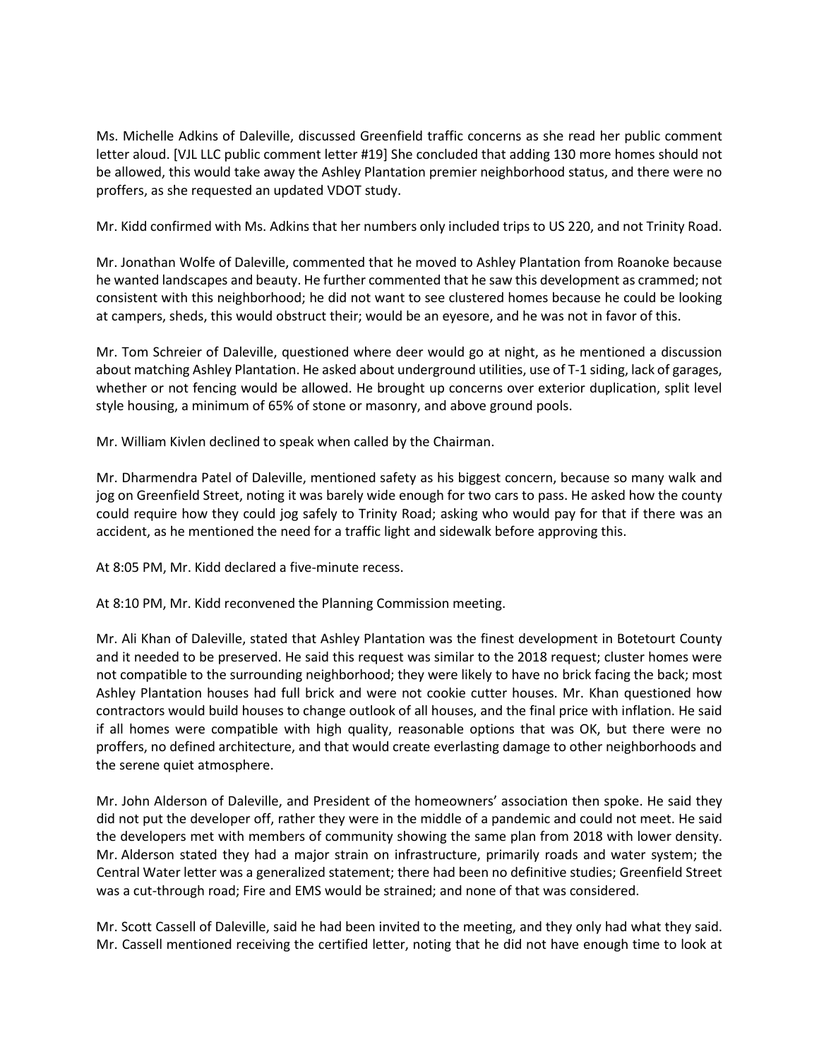Ms. Michelle Adkins of Daleville, discussed Greenfield traffic concerns as she read her public comment letter aloud. [VJL LLC public comment letter #19] She concluded that adding 130 more homes should not be allowed, this would take away the Ashley Plantation premier neighborhood status, and there were no proffers, as she requested an updated VDOT study.

Mr. Kidd confirmed with Ms. Adkins that her numbers only included trips to US 220, and not Trinity Road.

Mr. Jonathan Wolfe of Daleville, commented that he moved to Ashley Plantation from Roanoke because he wanted landscapes and beauty. He further commented that he saw this development as crammed; not consistent with this neighborhood; he did not want to see clustered homes because he could be looking at campers, sheds, this would obstruct their; would be an eyesore, and he was not in favor of this.

Mr. Tom Schreier of Daleville, questioned where deer would go at night, as he mentioned a discussion about matching Ashley Plantation. He asked about underground utilities, use of T-1 siding, lack of garages, whether or not fencing would be allowed. He brought up concerns over exterior duplication, split level style housing, a minimum of 65% of stone or masonry, and above ground pools.

Mr. William Kivlen declined to speak when called by the Chairman.

Mr. Dharmendra Patel of Daleville, mentioned safety as his biggest concern, because so many walk and jog on Greenfield Street, noting it was barely wide enough for two cars to pass. He asked how the county could require how they could jog safely to Trinity Road; asking who would pay for that if there was an accident, as he mentioned the need for a traffic light and sidewalk before approving this.

At 8:05 PM, Mr. Kidd declared a five-minute recess.

At 8:10 PM, Mr. Kidd reconvened the Planning Commission meeting.

Mr. Ali Khan of Daleville, stated that Ashley Plantation was the finest development in Botetourt County and it needed to be preserved. He said this request was similar to the 2018 request; cluster homes were not compatible to the surrounding neighborhood; they were likely to have no brick facing the back; most Ashley Plantation houses had full brick and were not cookie cutter houses. Mr. Khan questioned how contractors would build houses to change outlook of all houses, and the final price with inflation. He said if all homes were compatible with high quality, reasonable options that was OK, but there were no proffers, no defined architecture, and that would create everlasting damage to other neighborhoods and the serene quiet atmosphere.

Mr. John Alderson of Daleville, and President of the homeowners' association then spoke. He said they did not put the developer off, rather they were in the middle of a pandemic and could not meet. He said the developers met with members of community showing the same plan from 2018 with lower density. Mr. Alderson stated they had a major strain on infrastructure, primarily roads and water system; the Central Water letter was a generalized statement; there had been no definitive studies; Greenfield Street was a cut-through road; Fire and EMS would be strained; and none of that was considered.

Mr. Scott Cassell of Daleville, said he had been invited to the meeting, and they only had what they said. Mr. Cassell mentioned receiving the certified letter, noting that he did not have enough time to look at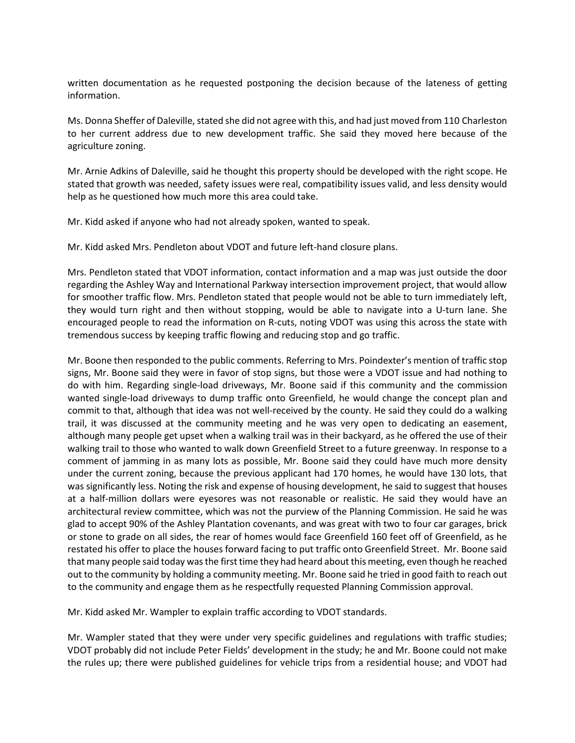written documentation as he requested postponing the decision because of the lateness of getting information.

Ms. Donna Sheffer of Daleville, stated she did not agree with this, and had just moved from 110 Charleston to her current address due to new development traffic. She said they moved here because of the agriculture zoning.

Mr. Arnie Adkins of Daleville, said he thought this property should be developed with the right scope. He stated that growth was needed, safety issues were real, compatibility issues valid, and less density would help as he questioned how much more this area could take.

Mr. Kidd asked if anyone who had not already spoken, wanted to speak.

Mr. Kidd asked Mrs. Pendleton about VDOT and future left-hand closure plans.

Mrs. Pendleton stated that VDOT information, contact information and a map was just outside the door regarding the Ashley Way and International Parkway intersection improvement project, that would allow for smoother traffic flow. Mrs. Pendleton stated that people would not be able to turn immediately left, they would turn right and then without stopping, would be able to navigate into a U-turn lane. She encouraged people to read the information on R-cuts, noting VDOT was using this across the state with tremendous success by keeping traffic flowing and reducing stop and go traffic.

Mr. Boone then responded to the public comments. Referring to Mrs. Poindexter's mention of traffic stop signs, Mr. Boone said they were in favor of stop signs, but those were a VDOT issue and had nothing to do with him. Regarding single-load driveways, Mr. Boone said if this community and the commission wanted single-load driveways to dump traffic onto Greenfield, he would change the concept plan and commit to that, although that idea was not well-received by the county. He said they could do a walking trail, it was discussed at the community meeting and he was very open to dedicating an easement, although many people get upset when a walking trail was in their backyard, as he offered the use of their walking trail to those who wanted to walk down Greenfield Street to a future greenway. In response to a comment of jamming in as many lots as possible, Mr. Boone said they could have much more density under the current zoning, because the previous applicant had 170 homes, he would have 130 lots, that was significantly less. Noting the risk and expense of housing development, he said to suggest that houses at a half-million dollars were eyesores was not reasonable or realistic. He said they would have an architectural review committee, which was not the purview of the Planning Commission. He said he was glad to accept 90% of the Ashley Plantation covenants, and was great with two to four car garages, brick or stone to grade on all sides, the rear of homes would face Greenfield 160 feet off of Greenfield, as he restated his offer to place the houses forward facing to put traffic onto Greenfield Street. Mr. Boone said that many people said today was the first time they had heard about this meeting, even though he reached out to the community by holding a community meeting. Mr. Boone said he tried in good faith to reach out to the community and engage them as he respectfully requested Planning Commission approval.

Mr. Kidd asked Mr. Wampler to explain traffic according to VDOT standards.

Mr. Wampler stated that they were under very specific guidelines and regulations with traffic studies; VDOT probably did not include Peter Fields' development in the study; he and Mr. Boone could not make the rules up; there were published guidelines for vehicle trips from a residential house; and VDOT had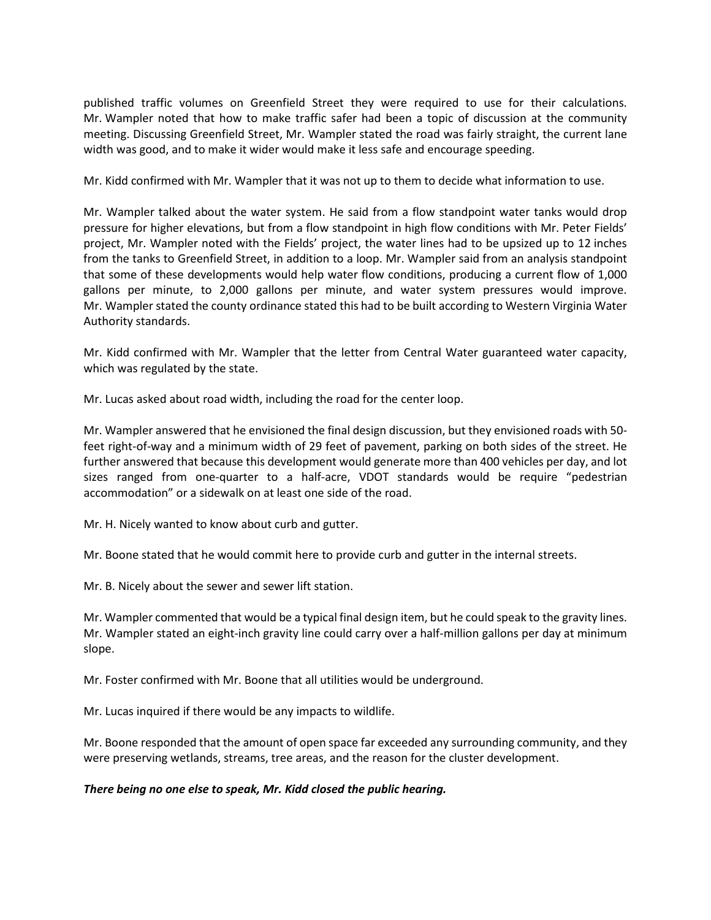published traffic volumes on Greenfield Street they were required to use for their calculations. Mr. Wampler noted that how to make traffic safer had been a topic of discussion at the community meeting. Discussing Greenfield Street, Mr. Wampler stated the road was fairly straight, the current lane width was good, and to make it wider would make it less safe and encourage speeding.

Mr. Kidd confirmed with Mr. Wampler that it was not up to them to decide what information to use.

Mr. Wampler talked about the water system. He said from a flow standpoint water tanks would drop pressure for higher elevations, but from a flow standpoint in high flow conditions with Mr. Peter Fields' project, Mr. Wampler noted with the Fields' project, the water lines had to be upsized up to 12 inches from the tanks to Greenfield Street, in addition to a loop. Mr. Wampler said from an analysis standpoint that some of these developments would help water flow conditions, producing a current flow of 1,000 gallons per minute, to 2,000 gallons per minute, and water system pressures would improve. Mr. Wampler stated the county ordinance stated this had to be built according to Western Virginia Water Authority standards.

Mr. Kidd confirmed with Mr. Wampler that the letter from Central Water guaranteed water capacity, which was regulated by the state.

Mr. Lucas asked about road width, including the road for the center loop.

Mr. Wampler answered that he envisioned the final design discussion, but they envisioned roads with 50-feet right-of-way and a minimum width of 29 feet of pavement, parking on both sides of the street. He further answered that because this development would generate more than 400 vehicles per day, and lot sizes ranged from one-quarter to a half-acre, VDOT standards would be require "pedestrian accommodation" or a sidewalk on at least one side of the road.

Mr. H. Nicely wanted to know about curb and gutter.

Mr. Boone stated that he would commit here to provide curb and gutter in the internal streets.

Mr. B. Nicely about the sewer and sewer lift station.

Mr. Wampler commented that would be a typical final design item, but he could speak to the gravity lines. Mr. Wampler stated an eight-inch gravity line could carry over a half-million gallons per day at minimum slope.

Mr. Foster confirmed with Mr. Boone that all utilities would be underground.

Mr. Lucas inquired if there would be any impacts to wildlife.

Mr. Boone responded that the amount of open space far exceeded any surrounding community, and they were preserving wetlands, streams, tree areas, and the reason for the cluster development.

***There being no one else to speak, Mr. Kidd closed the public hearing.***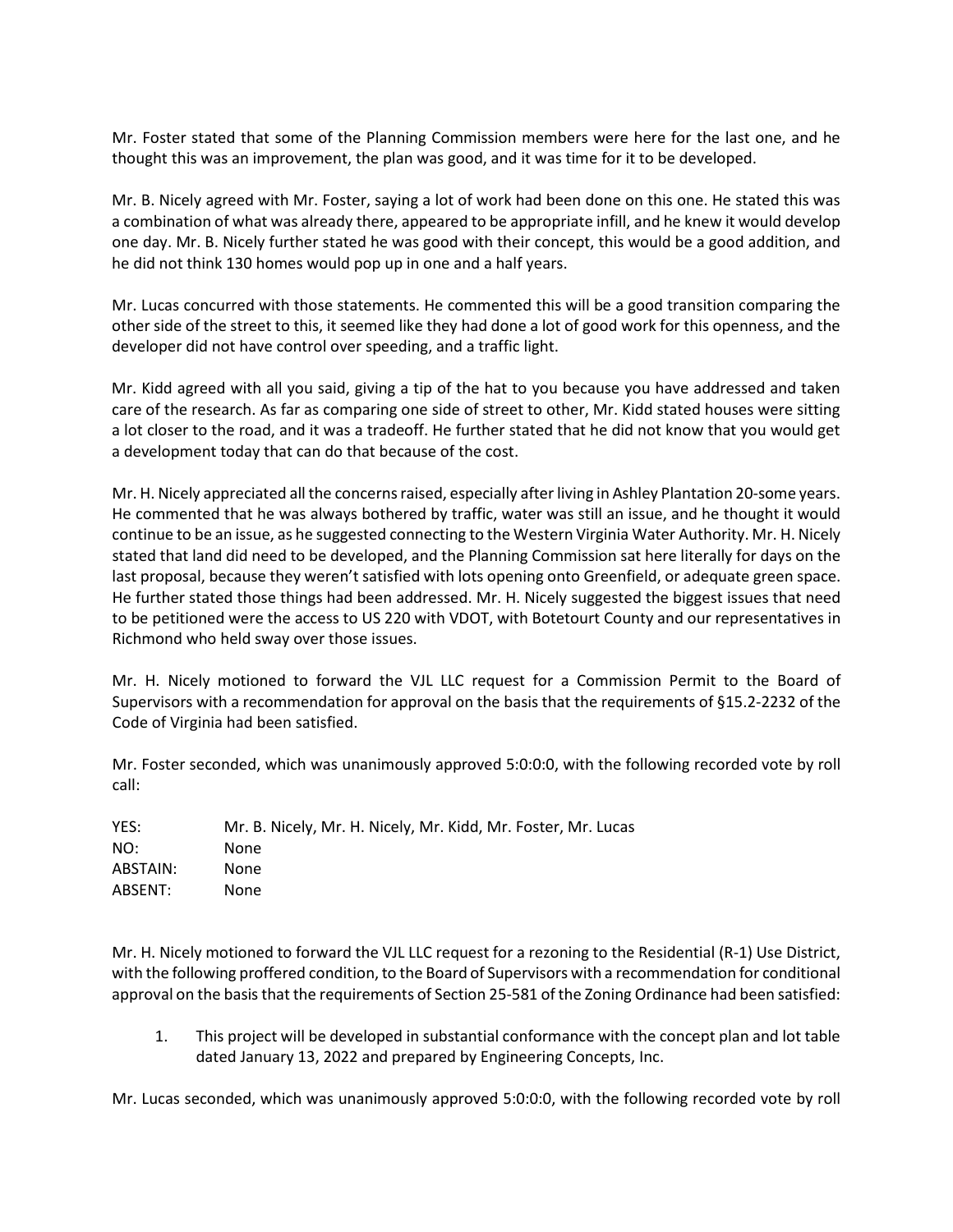Mr. Foster stated that some of the Planning Commission members were here for the last one, and he thought this was an improvement, the plan was good, and it was time for it to be developed.

Mr. B. Nicely agreed with Mr. Foster, saying a lot of work had been done on this one. He stated this was a combination of what was already there, appeared to be appropriate infill, and he knew it would develop one day. Mr. B. Nicely further stated he was good with their concept, this would be a good addition, and he did not think 130 homes would pop up in one and a half years.

Mr. Lucas concurred with those statements. He commented this will be a good transition comparing the other side of the street to this, it seemed like they had done a lot of good work for this openness, and the developer did not have control over speeding, and a traffic light.

Mr. Kidd agreed with all you said, giving a tip of the hat to you because you have addressed and taken care of the research. As far as comparing one side of street to other, Mr. Kidd stated houses were sitting a lot closer to the road, and it was a tradeoff. He further stated that he did not know that you would get a development today that can do that because of the cost.

Mr. H. Nicely appreciated all the concerns raised, especially after living in Ashley Plantation 20-some years. He commented that he was always bothered by traffic, water was still an issue, and he thought it would continue to be an issue, as he suggested connecting to the Western Virginia Water Authority. Mr. H. Nicely stated that land did need to be developed, and the Planning Commission sat here literally for days on the last proposal, because they weren't satisfied with lots opening onto Greenfield, or adequate green space. He further stated those things had been addressed. Mr. H. Nicely suggested the biggest issues that need to be petitioned were the access to US 220 with VDOT, with Botetourt County and our representatives in Richmond who held sway over those issues.

Mr. H. Nicely motioned to forward the VJL LLC request for a Commission Permit to the Board of Supervisors with a recommendation for approval on the basis that the requirements of §15.2-2232 of the Code of Virginia had been satisfied.

Mr. Foster seconded, which was unanimously approved 5:0:0:0, with the following recorded vote by roll call:

YES: Mr. B. Nicely, Mr. H. Nicely, Mr. Kidd, Mr. Foster, Mr. Lucas
NO: None
ABSTAIN: None
ABSENT: None

Mr. H. Nicely motioned to forward the VJL LLC request for a rezoning to the Residential (R-1) Use District, with the following proffered condition, to the Board of Supervisors with a recommendation for conditional approval on the basis that the requirements of Section 25-581 of the Zoning Ordinance had been satisfied:

1. This project will be developed in substantial conformance with the concept plan and lot table dated January 13, 2022 and prepared by Engineering Concepts, Inc.

Mr. Lucas seconded, which was unanimously approved 5:0:0:0, with the following recorded vote by roll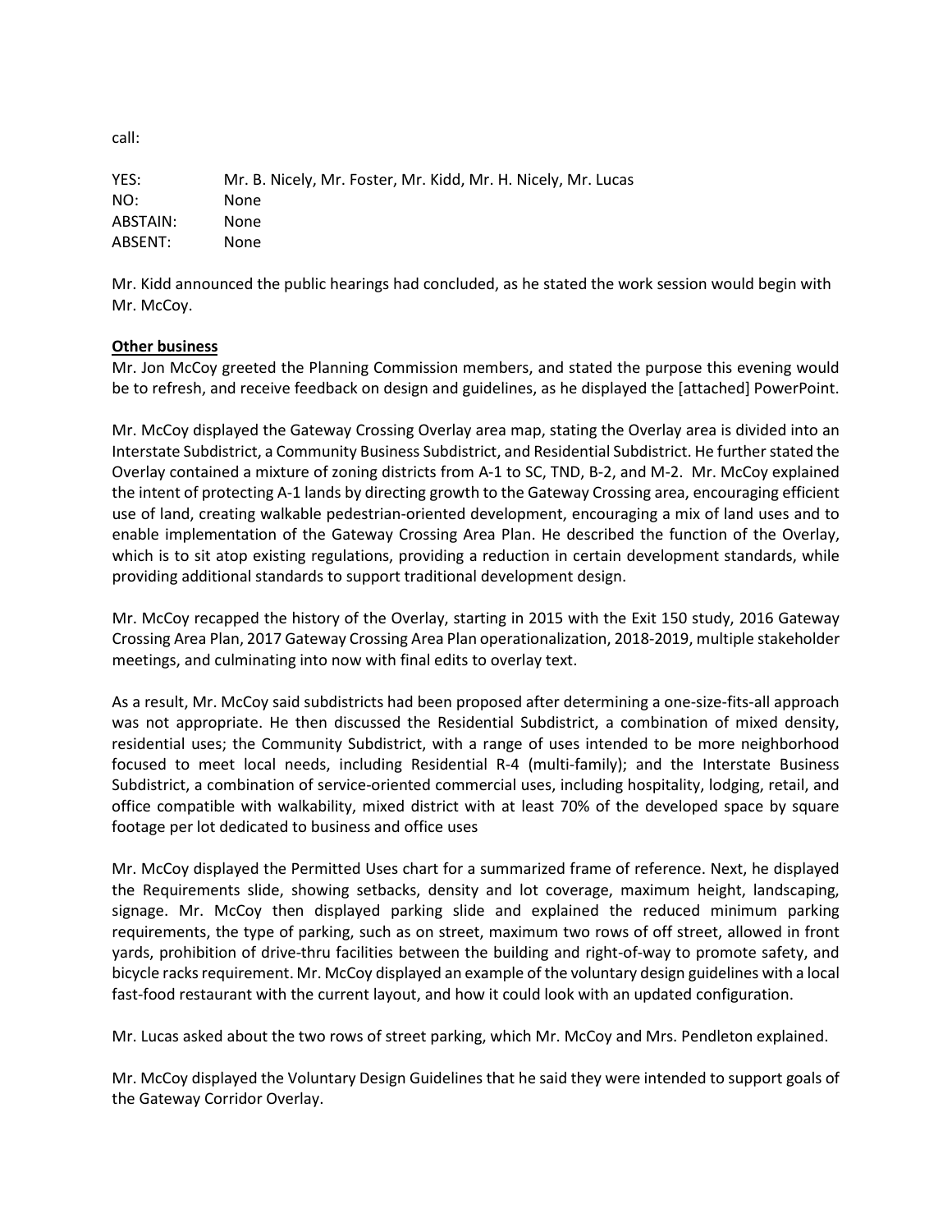call:

| | |
|---|---|
| YES: | Mr. B. Nicely, Mr. Foster, Mr. Kidd, Mr. H. Nicely, Mr. Lucas |
| NO: | None |
| ABSTAIN: | None |
| ABSENT: | None |

Mr. Kidd announced the public hearings had concluded, as he stated the work session would begin with Mr. McCoy.

**Other business**

Mr. Jon McCoy greeted the Planning Commission members, and stated the purpose this evening would be to refresh, and receive feedback on design and guidelines, as he displayed the [attached] PowerPoint.

Mr. McCoy displayed the Gateway Crossing Overlay area map, stating the Overlay area is divided into an Interstate Subdistrict, a Community Business Subdistrict, and Residential Subdistrict. He further stated the Overlay contained a mixture of zoning districts from A-1 to SC, TND, B-2, and M-2. Mr. McCoy explained the intent of protecting A-1 lands by directing growth to the Gateway Crossing area, encouraging efficient use of land, creating walkable pedestrian-oriented development, encouraging a mix of land uses and to enable implementation of the Gateway Crossing Area Plan. He described the function of the Overlay, which is to sit atop existing regulations, providing a reduction in certain development standards, while providing additional standards to support traditional development design.

Mr. McCoy recapped the history of the Overlay, starting in 2015 with the Exit 150 study, 2016 Gateway Crossing Area Plan, 2017 Gateway Crossing Area Plan operationalization, 2018-2019, multiple stakeholder meetings, and culminating into now with final edits to overlay text.

As a result, Mr. McCoy said subdistricts had been proposed after determining a one-size-fits-all approach was not appropriate. He then discussed the Residential Subdistrict, a combination of mixed density, residential uses; the Community Subdistrict, with a range of uses intended to be more neighborhood focused to meet local needs, including Residential R-4 (multi-family); and the Interstate Business Subdistrict, a combination of service-oriented commercial uses, including hospitality, lodging, retail, and office compatible with walkability, mixed district with at least 70% of the developed space by square footage per lot dedicated to business and office uses

Mr. McCoy displayed the Permitted Uses chart for a summarized frame of reference. Next, he displayed the Requirements slide, showing setbacks, density and lot coverage, maximum height, landscaping, signage. Mr. McCoy then displayed parking slide and explained the reduced minimum parking requirements, the type of parking, such as on street, maximum two rows of off street, allowed in front yards, prohibition of drive-thru facilities between the building and right-of-way to promote safety, and bicycle racks requirement. Mr. McCoy displayed an example of the voluntary design guidelines with a local fast-food restaurant with the current layout, and how it could look with an updated configuration.

Mr. Lucas asked about the two rows of street parking, which Mr. McCoy and Mrs. Pendleton explained.

Mr. McCoy displayed the Voluntary Design Guidelines that he said they were intended to support goals of the Gateway Corridor Overlay.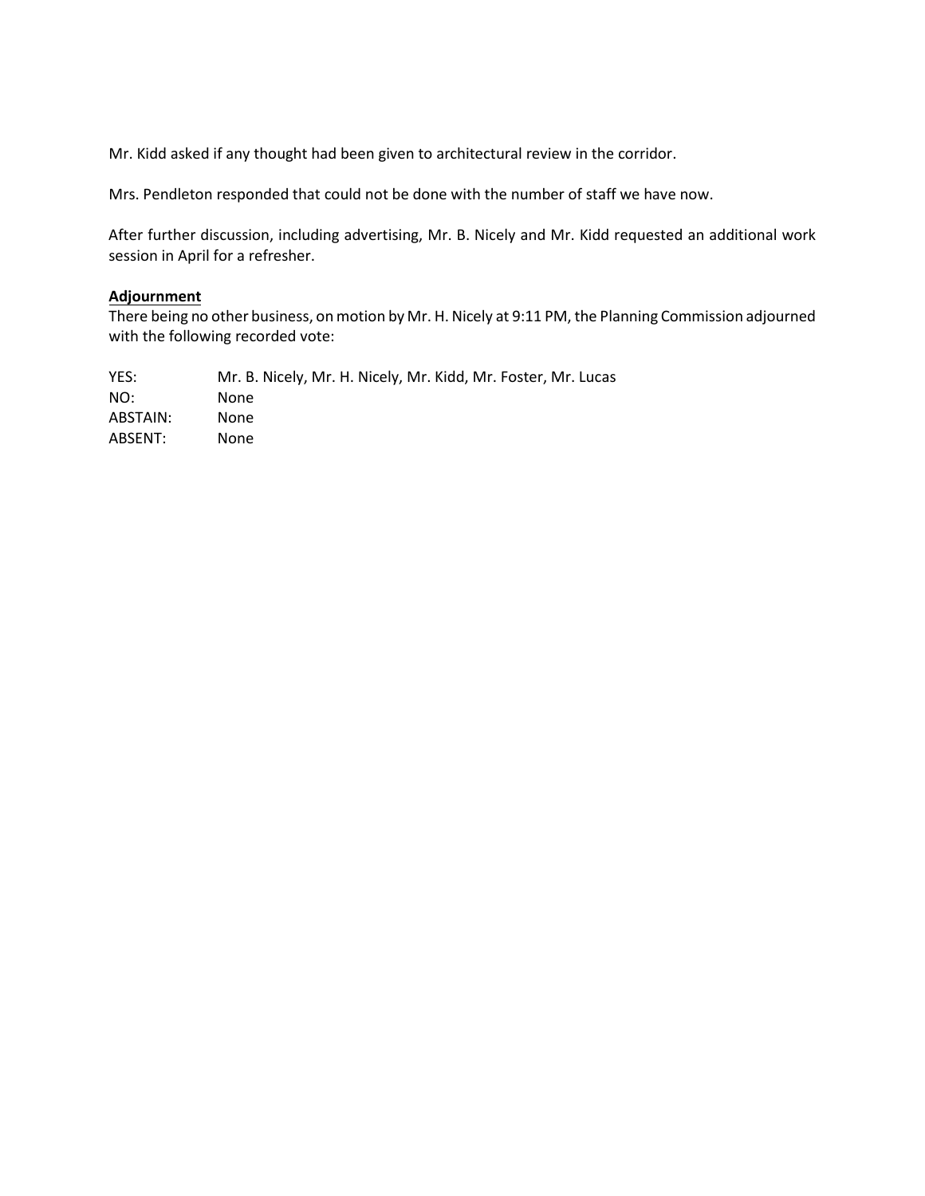Mr. Kidd asked if any thought had been given to architectural review in the corridor.

Mrs. Pendleton responded that could not be done with the number of staff we have now.

After further discussion, including advertising, Mr. B. Nicely and Mr. Kidd requested an additional work session in April for a refresher.

**Adjournment**

There being no other business, on motion by Mr. H. Nicely at 9:11 PM, the Planning Commission adjourned with the following recorded vote:

| | |
|---|---|
| YES: | Mr. B. Nicely, Mr. H. Nicely, Mr. Kidd, Mr. Foster, Mr. Lucas |
| NO: | None |
| ABSTAIN: | None |
| ABSENT: | None |